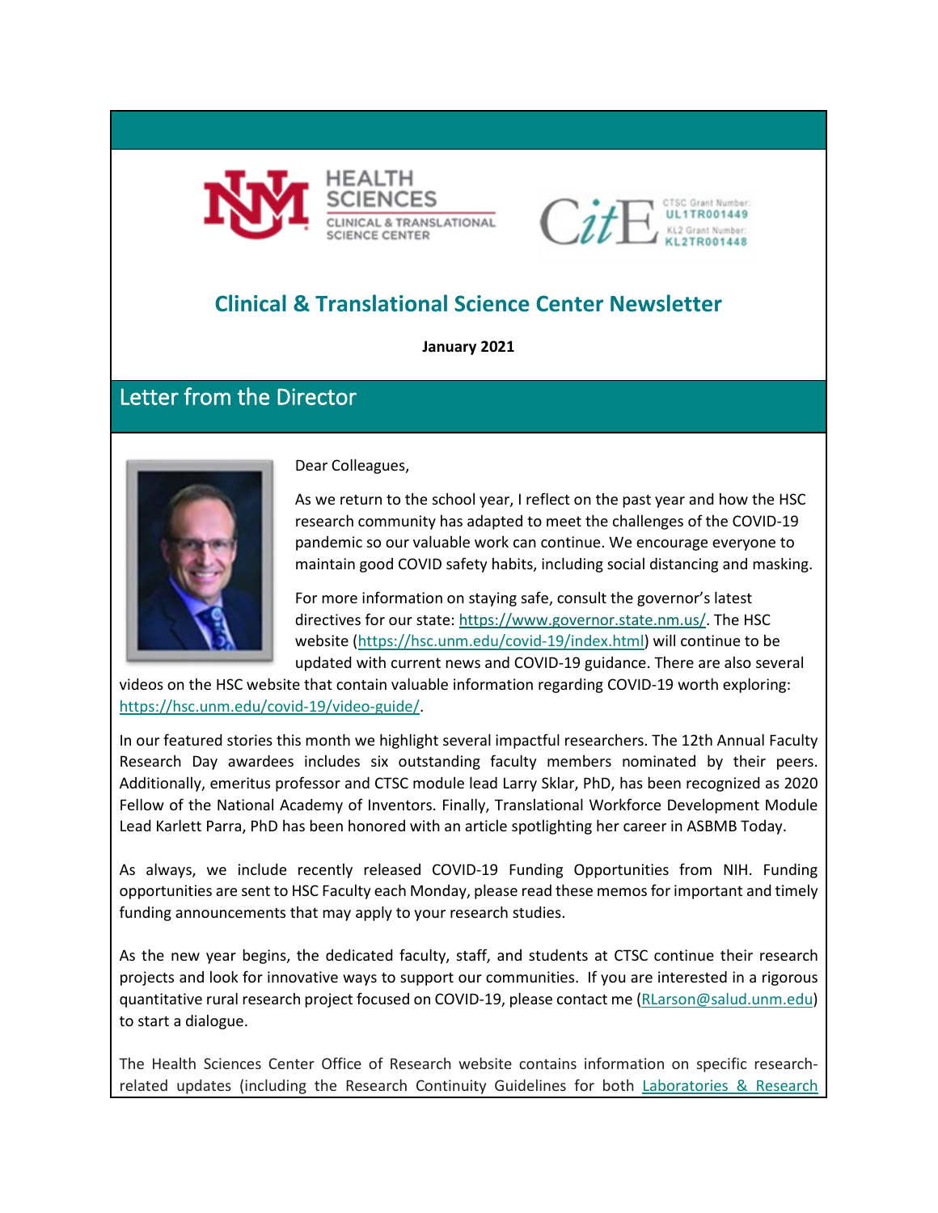# Clinical & Translational Science Center Newsletter

**January 2021**

## Letter from the Director

Dear Colleagues,

As we return to the school year, I reflect on the past year and how the HSC research community has adapted to meet the challenges of the COVID-19 pandemic so our valuable work can continue. We encourage everyone to maintain good COVID safety habits, including social distancing and masking.

For more information on staying safe, consult the governor's latest directives for our state: https://www.governor.state.nm.us/. The HSC website (https://hsc.unm.edu/covid-19/index.html) will continue to be updated with current news and COVID-19 guidance. There are also several videos on the HSC website that contain valuable information regarding COVID-19 worth exploring: https://hsc.unm.edu/covid-19/video-guide/.

In our featured stories this month we highlight several impactful researchers. The 12th Annual Faculty Research Day awardees includes six outstanding faculty members nominated by their peers. Additionally, emeritus professor and CTSC module lead Larry Sklar, PhD, has been recognized as 2020 Fellow of the National Academy of Inventors. Finally, Translational Workforce Development Module Lead Karlett Parra, PhD has been honored with an article spotlighting her career in ASBMB Today.

As always, we include recently released COVID-19 Funding Opportunities from NIH. Funding opportunities are sent to HSC Faculty each Monday, please read these memos for important and timely funding announcements that may apply to your research studies.

As the new year begins, the dedicated faculty, staff, and students at CTSC continue their research projects and look for innovative ways to support our communities. If you are interested in a rigorous quantitative rural research project focused on COVID-19, please contact me (RLarson@salud.unm.edu) to start a dialogue.

The Health Sciences Center Office of Research website contains information on specific research-related updates (including the Research Continuity Guidelines for both Laboratories & Research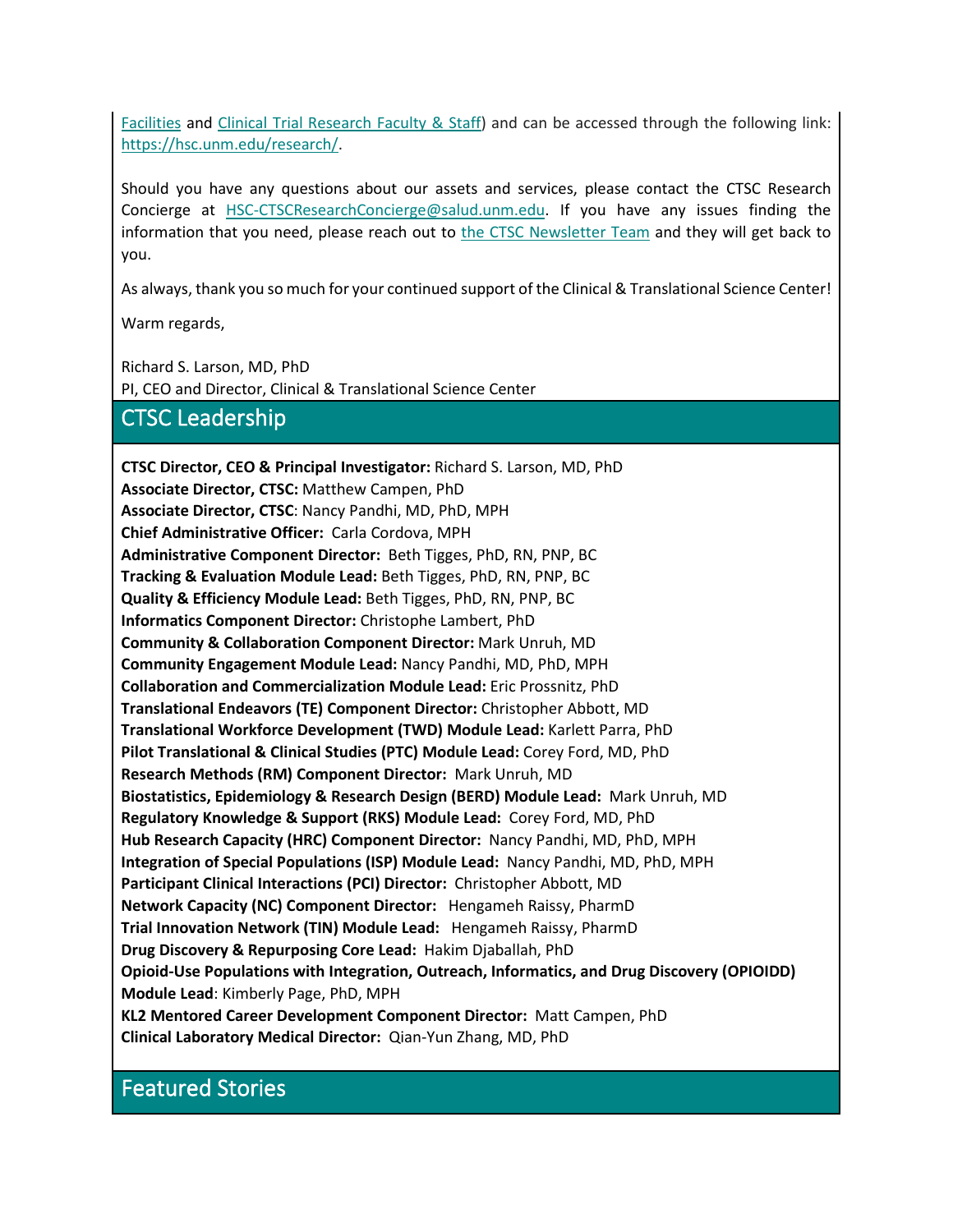Facilities and Clinical Trial Research Faculty & Staff) and can be accessed through the following link: https://hsc.unm.edu/research/.

Should you have any questions about our assets and services, please contact the CTSC Research Concierge at HSC-CTSCResearchConcierge@salud.unm.edu. If you have any issues finding the information that you need, please reach out to the CTSC Newsletter Team and they will get back to you.

As always, thank you so much for your continued support of the Clinical & Translational Science Center!

Warm regards,

Richard S. Larson, MD, PhD
PI, CEO and Director, Clinical & Translational Science Center

## CTSC Leadership

**CTSC Director, CEO & Principal Investigator:** Richard S. Larson, MD, PhD
**Associate Director, CTSC:** Matthew Campen, PhD
**Associate Director, CTSC**: Nancy Pandhi, MD, PhD, MPH
**Chief Administrative Officer:** Carla Cordova, MPH
**Administrative Component Director:** Beth Tigges, PhD, RN, PNP, BC
**Tracking & Evaluation Module Lead:** Beth Tigges, PhD, RN, PNP, BC
**Quality & Efficiency Module Lead:** Beth Tigges, PhD, RN, PNP, BC
**Informatics Component Director:** Christophe Lambert, PhD
**Community & Collaboration Component Director:** Mark Unruh, MD
**Community Engagement Module Lead:** Nancy Pandhi, MD, PhD, MPH
**Collaboration and Commercialization Module Lead:** Eric Prossnitz, PhD
**Translational Endeavors (TE) Component Director:** Christopher Abbott, MD
**Translational Workforce Development (TWD) Module Lead:** Karlett Parra, PhD
**Pilot Translational & Clinical Studies (PTC) Module Lead:** Corey Ford, MD, PhD
**Research Methods (RM) Component Director:** Mark Unruh, MD
**Biostatistics, Epidemiology & Research Design (BERD) Module Lead:** Mark Unruh, MD
**Regulatory Knowledge & Support (RKS) Module Lead:** Corey Ford, MD, PhD
**Hub Research Capacity (HRC) Component Director:** Nancy Pandhi, MD, PhD, MPH
**Integration of Special Populations (ISP) Module Lead:** Nancy Pandhi, MD, PhD, MPH
**Participant Clinical Interactions (PCI) Director:** Christopher Abbott, MD
**Network Capacity (NC) Component Director:** Hengameh Raissy, PharmD
**Trial Innovation Network (TIN) Module Lead:** Hengameh Raissy, PharmD
**Drug Discovery & Repurposing Core Lead:** Hakim Djaballah, PhD
**Opioid-Use Populations with Integration, Outreach, Informatics, and Drug Discovery (OPIOIDD) Module Lead**: Kimberly Page, PhD, MPH
**KL2 Mentored Career Development Component Director:** Matt Campen, PhD
**Clinical Laboratory Medical Director:** Qian-Yun Zhang, MD, PhD

## Featured Stories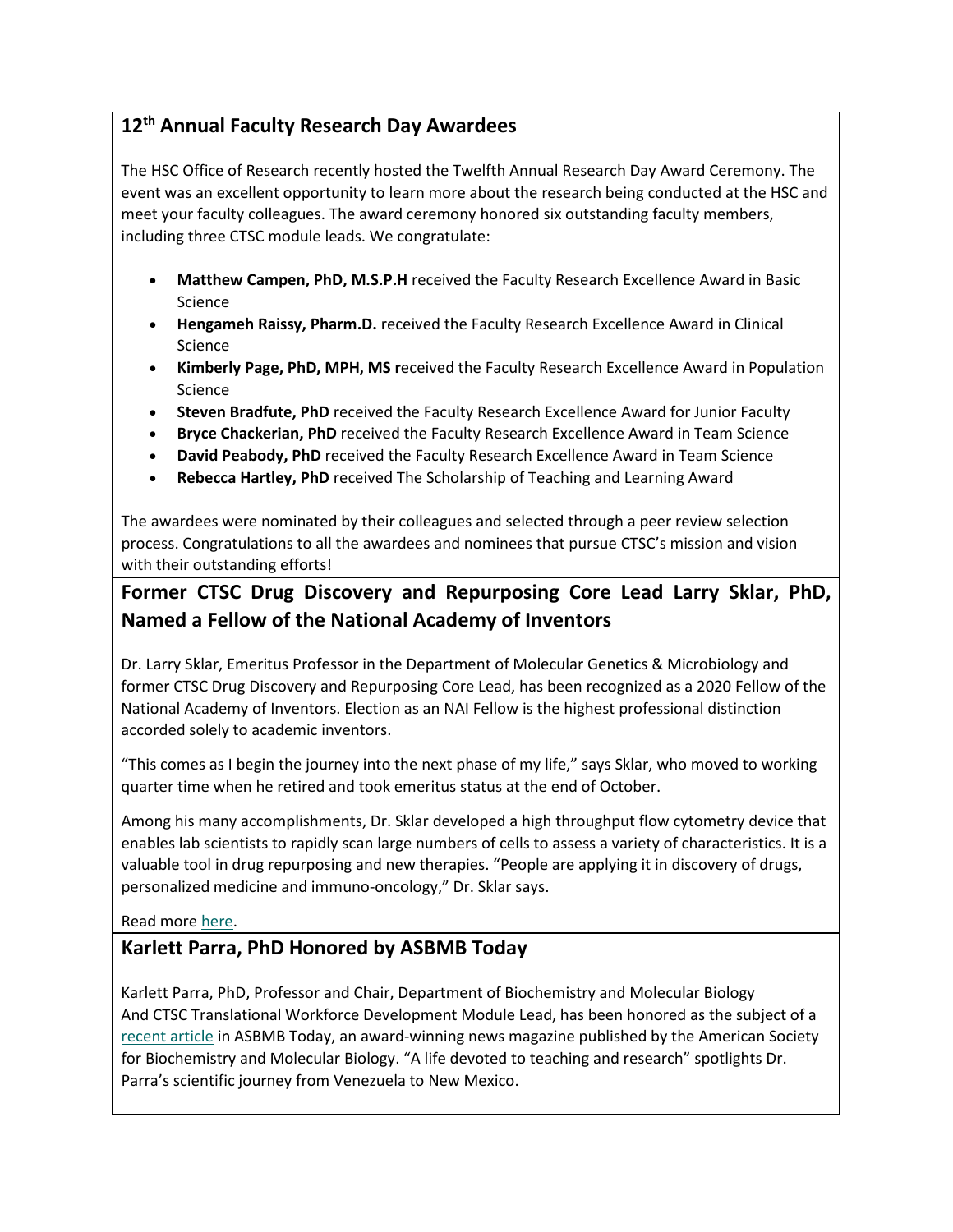## 12th Annual Faculty Research Day Awardees

The HSC Office of Research recently hosted the Twelfth Annual Research Day Award Ceremony. The event was an excellent opportunity to learn more about the research being conducted at the HSC and meet your faculty colleagues. The award ceremony honored six outstanding faculty members, including three CTSC module leads. We congratulate:

- **Matthew Campen, PhD, M.S.P.H** received the Faculty Research Excellence Award in Basic Science
- **Hengameh Raissy, Pharm.D.** received the Faculty Research Excellence Award in Clinical Science
- **Kimberly Page, PhD, MPH, MS r**eceived the Faculty Research Excellence Award in Population Science
- **Steven Bradfute, PhD** received the Faculty Research Excellence Award for Junior Faculty
- **Bryce Chackerian, PhD** received the Faculty Research Excellence Award in Team Science
- **David Peabody, PhD** received the Faculty Research Excellence Award in Team Science
- **Rebecca Hartley, PhD** received The Scholarship of Teaching and Learning Award

The awardees were nominated by their colleagues and selected through a peer review selection process. Congratulations to all the awardees and nominees that pursue CTSC's mission and vision with their outstanding efforts!

## Former CTSC Drug Discovery and Repurposing Core Lead Larry Sklar, PhD, Named a Fellow of the National Academy of Inventors

Dr. Larry Sklar, Emeritus Professor in the Department of Molecular Genetics & Microbiology and former CTSC Drug Discovery and Repurposing Core Lead, has been recognized as a 2020 Fellow of the National Academy of Inventors. Election as an NAI Fellow is the highest professional distinction accorded solely to academic inventors.

"This comes as I begin the journey into the next phase of my life," says Sklar, who moved to working quarter time when he retired and took emeritus status at the end of October.

Among his many accomplishments, Dr. Sklar developed a high throughput flow cytometry device that enables lab scientists to rapidly scan large numbers of cells to assess a variety of characteristics. It is a valuable tool in drug repurposing and new therapies. "People are applying it in discovery of drugs, personalized medicine and immuno-oncology," Dr. Sklar says.

Read more here.

## Karlett Parra, PhD Honored by ASBMB Today

Karlett Parra, PhD, Professor and Chair, Department of Biochemistry and Molecular Biology And CTSC Translational Workforce Development Module Lead, has been honored as the subject of a recent article in ASBMB Today, an award-winning news magazine published by the American Society for Biochemistry and Molecular Biology. "A life devoted to teaching and research" spotlights Dr. Parra's scientific journey from Venezuela to New Mexico.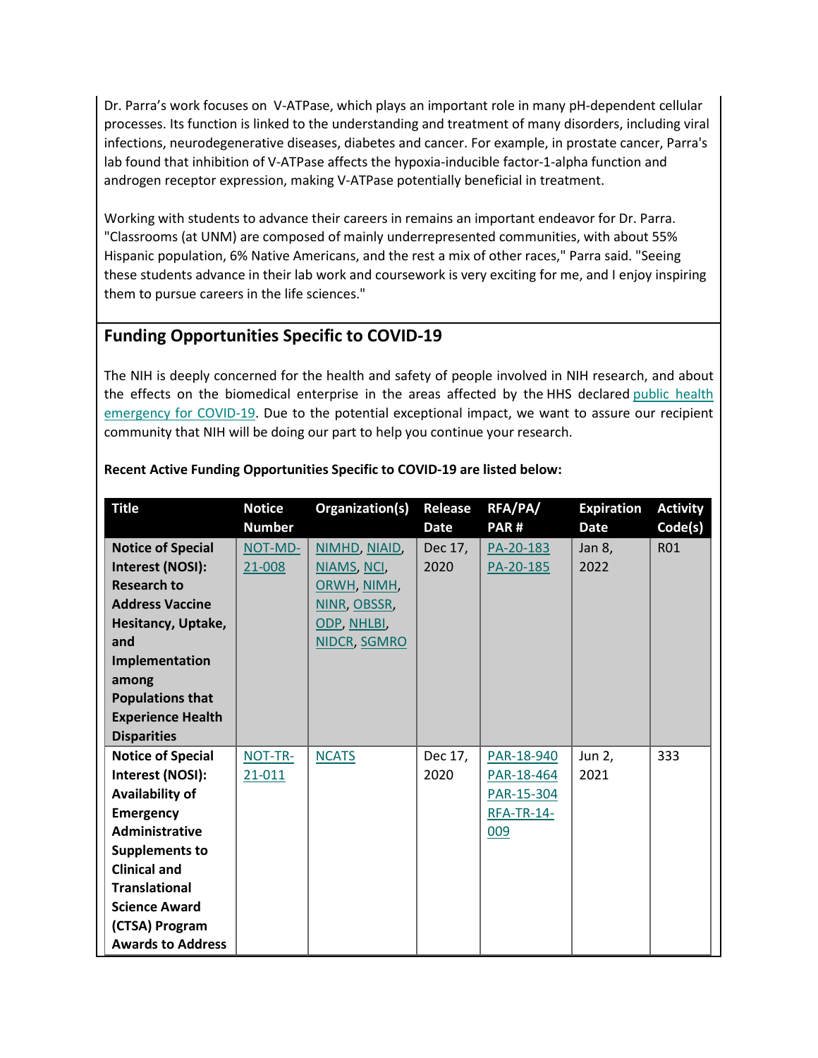Dr. Parra's work focuses on V-ATPase, which plays an important role in many pH-dependent cellular processes. Its function is linked to the understanding and treatment of many disorders, including viral infections, neurodegenerative diseases, diabetes and cancer. For example, in prostate cancer, Parra's lab found that inhibition of V-ATPase affects the hypoxia-inducible factor-1-alpha function and androgen receptor expression, making V-ATPase potentially beneficial in treatment.

Working with students to advance their careers in remains an important endeavor for Dr. Parra. "Classrooms (at UNM) are composed of mainly underrepresented communities, with about 55% Hispanic population, 6% Native Americans, and the rest a mix of other races," Parra said. "Seeing these students advance in their lab work and coursework is very exciting for me, and I enjoy inspiring them to pursue careers in the life sciences."

## Funding Opportunities Specific to COVID-19

The NIH is deeply concerned for the health and safety of people involved in NIH research, and about the effects on the biomedical enterprise in the areas affected by the HHS declared public health emergency for COVID-19. Due to the potential exceptional impact, we want to assure our recipient community that NIH will be doing our part to help you continue your research.

**Recent Active Funding Opportunities Specific to COVID-19 are listed below:**

| Title | Notice Number | Organization(s) | Release Date | RFA/PA/PAR # | Expiration Date | Activity Code(s) |
|---|---|---|---|---|---|---|
| **Notice of Special Interest (NOSI): Research to Address Vaccine Hesitancy, Uptake, and Implementation among Populations that Experience Health Disparities** | NOT-MD-21-008 | NIMHD, NIAID, NIAMS, NCI, ORWH, NIMH, NINR, OBSSR, ODP, NHLBI, NIDCR, SGMRO | Dec 17, 2020 | PA-20-183 PA-20-185 | Jan 8, 2022 | R01 |
| **Notice of Special Interest (NOSI): Availability of Emergency Administrative Supplements to Clinical and Translational Science Award (CTSA) Program Awards to Address** | NOT-TR-21-011 | NCATS | Dec 17, 2020 | PAR-18-940 PAR-18-464 PAR-15-304 RFA-TR-14-009 | Jun 2, 2021 | 333 |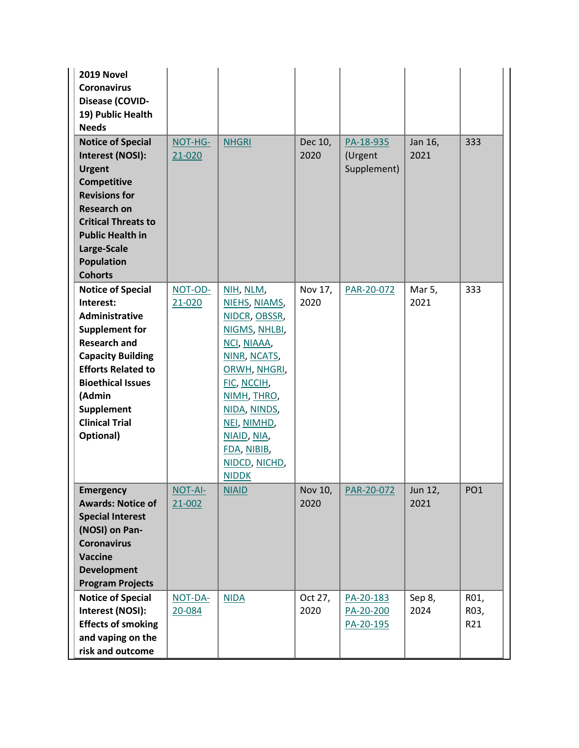| | | | | | | |
|---|---|---|---|---|---|---|
| **2019 Novel Coronavirus Disease (COVID-19) Public Health Needs** | | | | | | |
| **Notice of Special Interest (NOSI): Urgent Competitive Revisions for Research on Critical Threats to Public Health in Large-Scale Population Cohorts** | NOT-HG-21-020 | NHGRI | Dec 10, 2020 | PA-18-935 (Urgent Supplement) | Jan 16, 2021 | 333 |
| **Notice of Special Interest: Administrative Supplement for Research and Capacity Building Efforts Related to Bioethical Issues (Admin Supplement Clinical Trial Optional)** | NOT-OD-21-020 | NIH, NLM, NIEHS, NIAMS, NIDCR, OBSSR, NIGMS, NHLBI, NCI, NIAAA, NINR, NCATS, ORWH, NHGRI, FIC, NCCIH, NIMH, THRO, NIDA, NINDS, NEI, NIMHD, NIAID, NIA, FDA, NIBIB, NIDCD, NICHD, NIDDK | Nov 17, 2020 | PAR-20-072 | Mar 5, 2021 | 333 |
| **Emergency Awards: Notice of Special Interest (NOSI) on Pan-Coronavirus Vaccine Development Program Projects** | NOT-AI-21-002 | NIAID | Nov 10, 2020 | PAR-20-072 | Jun 12, 2021 | PO1 |
| **Notice of Special Interest (NOSI): Effects of smoking and vaping on the risk and outcome** | NOT-DA-20-084 | NIDA | Oct 27, 2020 | PA-20-183 PA-20-200 PA-20-195 | Sep 8, 2024 | R01, R03, R21 |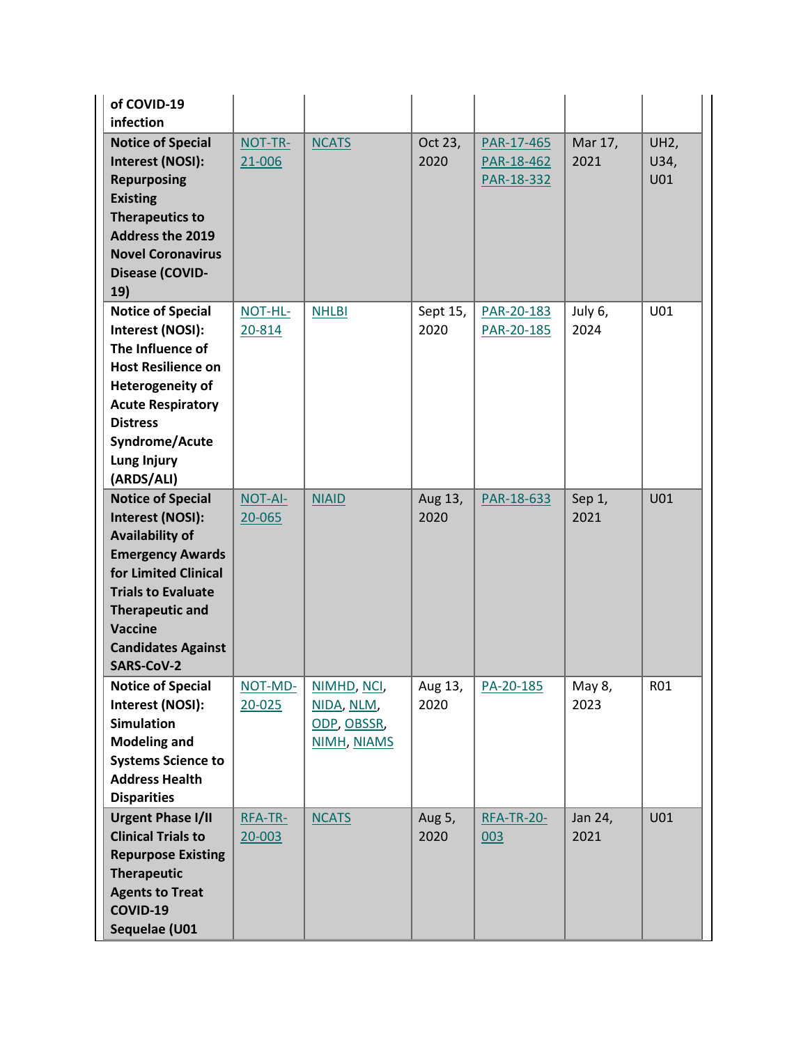| | | | | | | |
|---|---|---|---|---|---|---|
| **of COVID-19 infection** | | | | | | |
| **Notice of Special Interest (NOSI): Repurposing Existing Therapeutics to Address the 2019 Novel Coronavirus Disease (COVID-19)** | NOT-TR-21-006 | NCATS | Oct 23, 2020 | PAR-17-465 PAR-18-462 PAR-18-332 | Mar 17, 2021 | UH2, U34, U01 |
| **Notice of Special Interest (NOSI): The Influence of Host Resilience on Heterogeneity of Acute Respiratory Distress Syndrome/Acute Lung Injury (ARDS/ALI)** | NOT-HL-20-814 | NHLBI | Sept 15, 2020 | PAR-20-183 PAR-20-185 | July 6, 2024 | U01 |
| **Notice of Special Interest (NOSI): Availability of Emergency Awards for Limited Clinical Trials to Evaluate Therapeutic and Vaccine Candidates Against SARS-CoV-2** | NOT-AI-20-065 | NIAID | Aug 13, 2020 | PAR-18-633 | Sep 1, 2021 | U01 |
| **Notice of Special Interest (NOSI): Simulation Modeling and Systems Science to Address Health Disparities** | NOT-MD-20-025 | NIMHD, NCI, NIDA, NLM, ODP, OBSSR, NIMH, NIAMS | Aug 13, 2020 | PA-20-185 | May 8, 2023 | R01 |
| **Urgent Phase I/II Clinical Trials to Repurpose Existing Therapeutic Agents to Treat COVID-19 Sequelae (U01** | RFA-TR-20-003 | NCATS | Aug 5, 2020 | RFA-TR-20-003 | Jan 24, 2021 | U01 |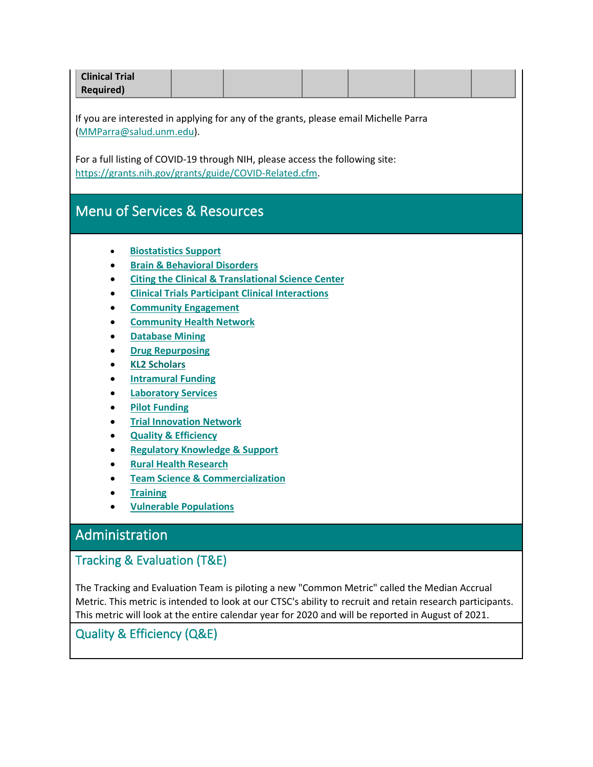| Clinical Trial Required) | | | | | | |
|---|---|---|---|---|---|---|

If you are interested in applying for any of the grants, please email Michelle Parra (MMParra@salud.unm.edu).

For a full listing of COVID-19 through NIH, please access the following site: https://grants.nih.gov/grants/guide/COVID-Related.cfm.

## Menu of Services & Resources

- **Biostatistics Support**
- **Brain & Behavioral Disorders**
- **Citing the Clinical & Translational Science Center**
- **Clinical Trials Participant Clinical Interactions**
- **Community Engagement**
- **Community Health Network**
- **Database Mining**
- **Drug Repurposing**
- **KL2 Scholars**
- **Intramural Funding**
- **Laboratory Services**
- **Pilot Funding**
- **Trial Innovation Network**
- **Quality & Efficiency**
- **Regulatory Knowledge & Support**
- **Rural Health Research**
- **Team Science & Commercialization**
- **Training**
- **Vulnerable Populations**

## Administration

### Tracking & Evaluation (T&E)

The Tracking and Evaluation Team is piloting a new "Common Metric" called the Median Accrual Metric. This metric is intended to look at our CTSC's ability to recruit and retain research participants. This metric will look at the entire calendar year for 2020 and will be reported in August of 2021.

### Quality & Efficiency (Q&E)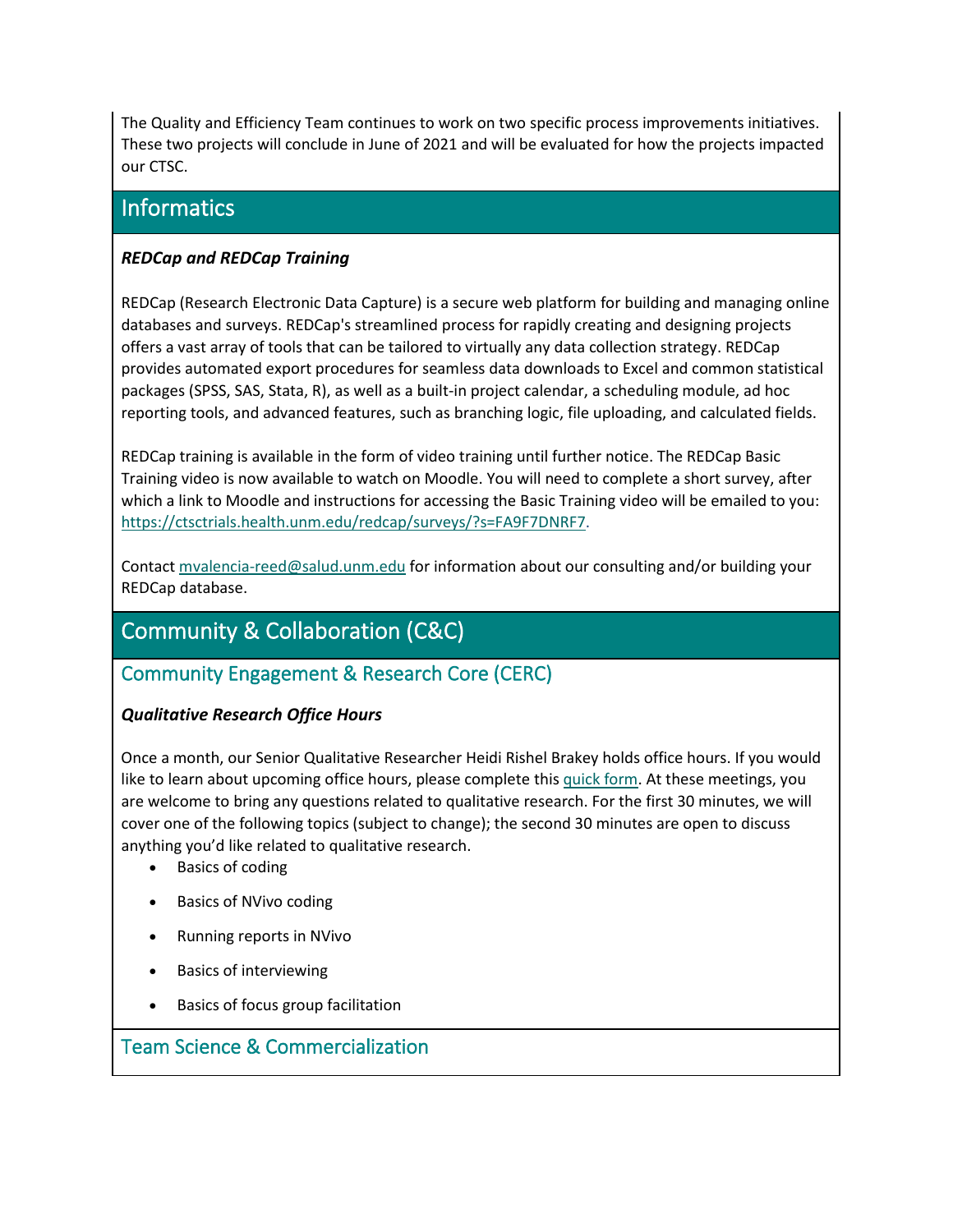The Quality and Efficiency Team continues to work on two specific process improvements initiatives. These two projects will conclude in June of 2021 and will be evaluated for how the projects impacted our CTSC.

## Informatics

***REDCap and REDCap Training***

REDCap (Research Electronic Data Capture) is a secure web platform for building and managing online databases and surveys. REDCap's streamlined process for rapidly creating and designing projects offers a vast array of tools that can be tailored to virtually any data collection strategy. REDCap provides automated export procedures for seamless data downloads to Excel and common statistical packages (SPSS, SAS, Stata, R), as well as a built-in project calendar, a scheduling module, ad hoc reporting tools, and advanced features, such as branching logic, file uploading, and calculated fields.

REDCap training is available in the form of video training until further notice. The REDCap Basic Training video is now available to watch on Moodle. You will need to complete a short survey, after which a link to Moodle and instructions for accessing the Basic Training video will be emailed to you: https://ctsctrials.health.unm.edu/redcap/surveys/?s=FA9F7DNRF7.

Contact mvalencia-reed@salud.unm.edu for information about our consulting and/or building your REDCap database.

## Community & Collaboration (C&C)

### Community Engagement & Research Core (CERC)

***Qualitative Research Office Hours***

Once a month, our Senior Qualitative Researcher Heidi Rishel Brakey holds office hours. If you would like to learn about upcoming office hours, please complete this quick form. At these meetings, you are welcome to bring any questions related to qualitative research. For the first 30 minutes, we will cover one of the following topics (subject to change); the second 30 minutes are open to discuss anything you'd like related to qualitative research.

- Basics of coding
- Basics of NVivo coding
- Running reports in NVivo
- Basics of interviewing
- Basics of focus group facilitation

### Team Science & Commercialization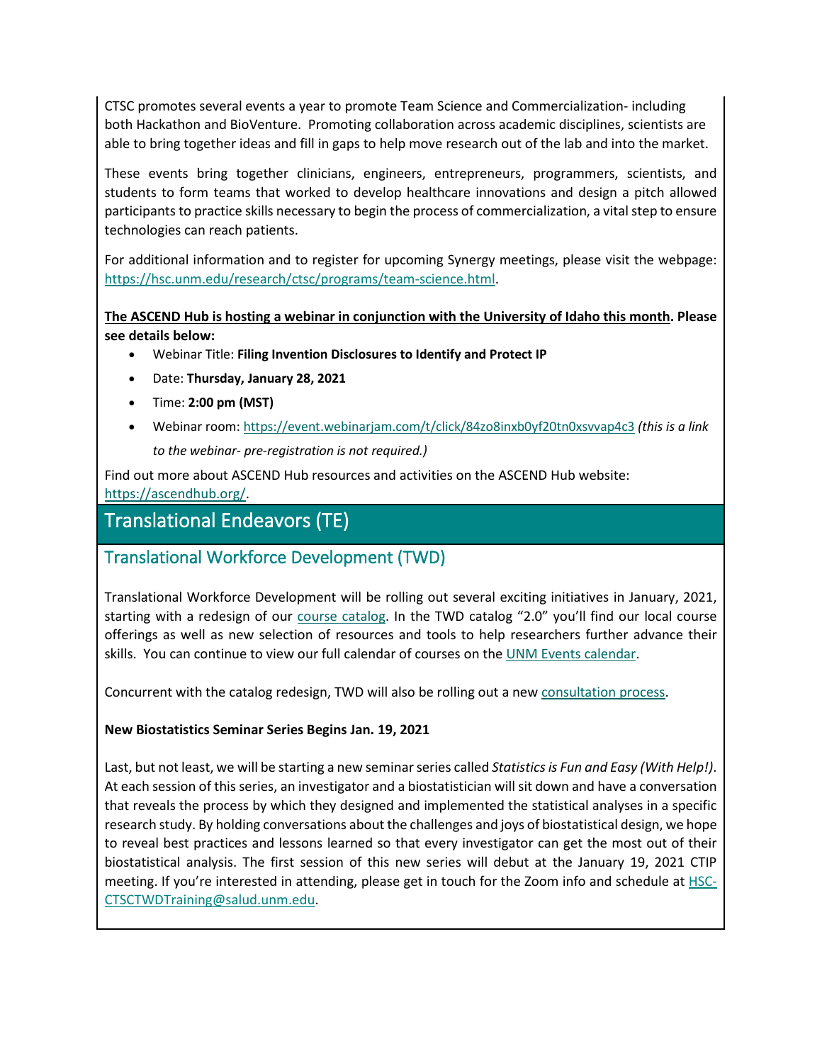CTSC promotes several events a year to promote Team Science and Commercialization- including both Hackathon and BioVenture. Promoting collaboration across academic disciplines, scientists are able to bring together ideas and fill in gaps to help move research out of the lab and into the market.

These events bring together clinicians, engineers, entrepreneurs, programmers, scientists, and students to form teams that worked to develop healthcare innovations and design a pitch allowed participants to practice skills necessary to begin the process of commercialization, a vital step to ensure technologies can reach patients.

For additional information and to register for upcoming Synergy meetings, please visit the webpage: https://hsc.unm.edu/research/ctsc/programs/team-science.html.

**The ASCEND Hub is hosting a webinar in conjunction with the University of Idaho this month. Please see details below:**

- Webinar Title: **Filing Invention Disclosures to Identify and Protect IP**
- Date: **Thursday, January 28, 2021**
- Time: **2:00 pm (MST)**
- Webinar room: https://event.webinarjam.com/t/click/84zo8inxb0yf20tn0xsvvap4c3 *(this is a link to the webinar- pre-registration is not required.)*

Find out more about ASCEND Hub resources and activities on the ASCEND Hub website: https://ascendhub.org/.

## Translational Endeavors (TE)

### Translational Workforce Development (TWD)

Translational Workforce Development will be rolling out several exciting initiatives in January, 2021, starting with a redesign of our course catalog. In the TWD catalog "2.0" you'll find our local course offerings as well as new selection of resources and tools to help researchers further advance their skills. You can continue to view our full calendar of courses on the UNM Events calendar.

Concurrent with the catalog redesign, TWD will also be rolling out a new consultation process.

**New Biostatistics Seminar Series Begins Jan. 19, 2021**

Last, but not least, we will be starting a new seminar series called *Statistics is Fun and Easy (With Help!)*. At each session of this series, an investigator and a biostatistician will sit down and have a conversation that reveals the process by which they designed and implemented the statistical analyses in a specific research study. By holding conversations about the challenges and joys of biostatistical design, we hope to reveal best practices and lessons learned so that every investigator can get the most out of their biostatistical analysis. The first session of this new series will debut at the January 19, 2021 CTIP meeting. If you're interested in attending, please get in touch for the Zoom info and schedule at HSC-CTSCTWDTraining@salud.unm.edu.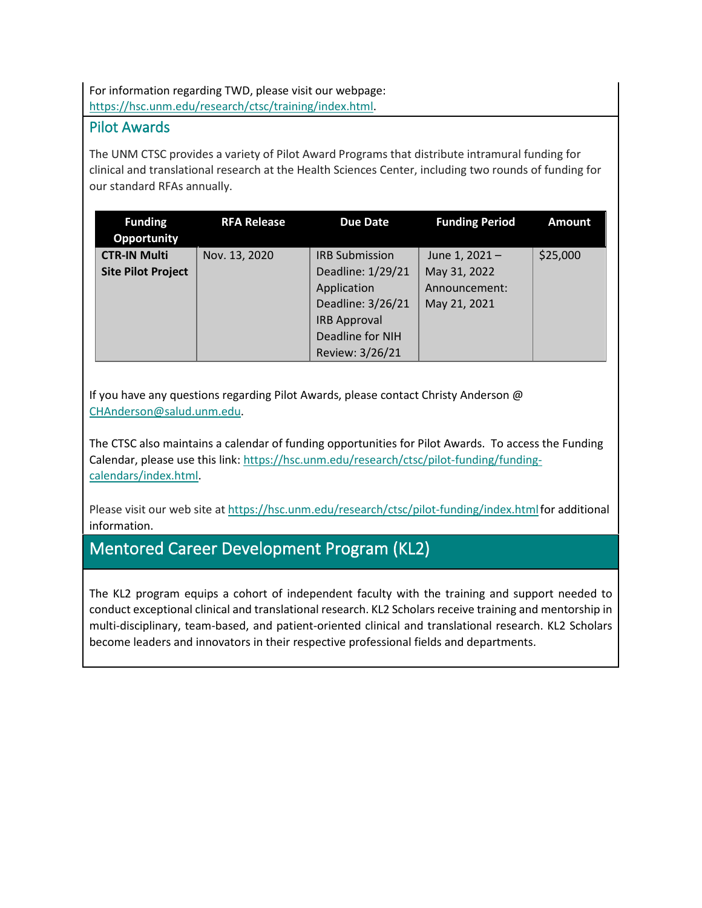For information regarding TWD, please visit our webpage: https://hsc.unm.edu/research/ctsc/training/index.html.

## Pilot Awards

The UNM CTSC provides a variety of Pilot Award Programs that distribute intramural funding for clinical and translational research at the Health Sciences Center, including two rounds of funding for our standard RFAs annually.

| Funding Opportunity | RFA Release | Due Date | Funding Period | Amount |
|---|---|---|---|---|
| **CTR-IN Multi Site Pilot Project** | Nov. 13, 2020 | IRB Submission Deadline: 1/29/21<br>Application Deadline: 3/26/21<br>IRB Approval Deadline for NIH Review: 3/26/21 | June 1, 2021 – May 31, 2022<br>Announcement: May 21, 2021 | $25,000 |

If you have any questions regarding Pilot Awards, please contact Christy Anderson @ CHAnderson@salud.unm.edu.

The CTSC also maintains a calendar of funding opportunities for Pilot Awards. To access the Funding Calendar, please use this link: https://hsc.unm.edu/research/ctsc/pilot-funding/funding-calendars/index.html.

Please visit our web site at https://hsc.unm.edu/research/ctsc/pilot-funding/index.html for additional information.

## Mentored Career Development Program (KL2)

The KL2 program equips a cohort of independent faculty with the training and support needed to conduct exceptional clinical and translational research. KL2 Scholars receive training and mentorship in multi-disciplinary, team-based, and patient-oriented clinical and translational research. KL2 Scholars become leaders and innovators in their respective professional fields and departments.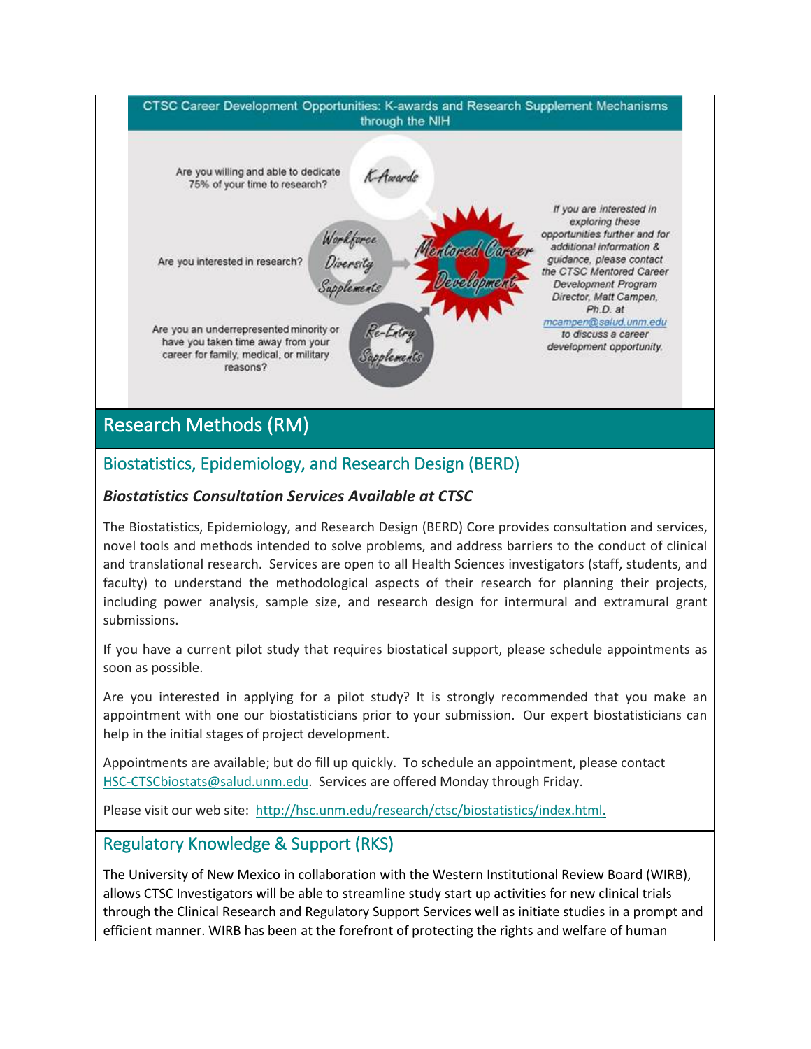CTSC Career Development Opportunities: K-awards and Research Supplement Mechanisms through the NIH

Are you willing and able to dedicate 75% of your time to research? — K-Awards

Are you interested in research? — Workforce Diversity Supplements

Are you an underrepresented minority or have you taken time away from your career for family, medical, or military reasons? — Re-Entry Supplements

Mentored Career Development

*If you are interested in exploring these opportunities further and for additional information & guidance, please contact the CTSC Mentored Career Development Program Director, Matt Campen, Ph.D. at mcampen@salud.unm.edu to discuss a career development opportunity.*

# Research Methods (RM)

## Biostatistics, Epidemiology, and Research Design (BERD)

### *Biostatistics Consultation Services Available at CTSC*

The Biostatistics, Epidemiology, and Research Design (BERD) Core provides consultation and services, novel tools and methods intended to solve problems, and address barriers to the conduct of clinical and translational research. Services are open to all Health Sciences investigators (staff, students, and faculty) to understand the methodological aspects of their research for planning their projects, including power analysis, sample size, and research design for intermural and extramural grant submissions.

If you have a current pilot study that requires biostatical support, please schedule appointments as soon as possible.

Are you interested in applying for a pilot study? It is strongly recommended that you make an appointment with one our biostatisticians prior to your submission. Our expert biostatisticians can help in the initial stages of project development.

Appointments are available; but do fill up quickly. To schedule an appointment, please contact HSC-CTSCbiostats@salud.unm.edu. Services are offered Monday through Friday.

Please visit our web site: http://hsc.unm.edu/research/ctsc/biostatistics/index.html.

## Regulatory Knowledge & Support (RKS)

The University of New Mexico in collaboration with the Western Institutional Review Board (WIRB), allows CTSC Investigators will be able to streamline study start up activities for new clinical trials through the Clinical Research and Regulatory Support Services well as initiate studies in a prompt and efficient manner. WIRB has been at the forefront of protecting the rights and welfare of human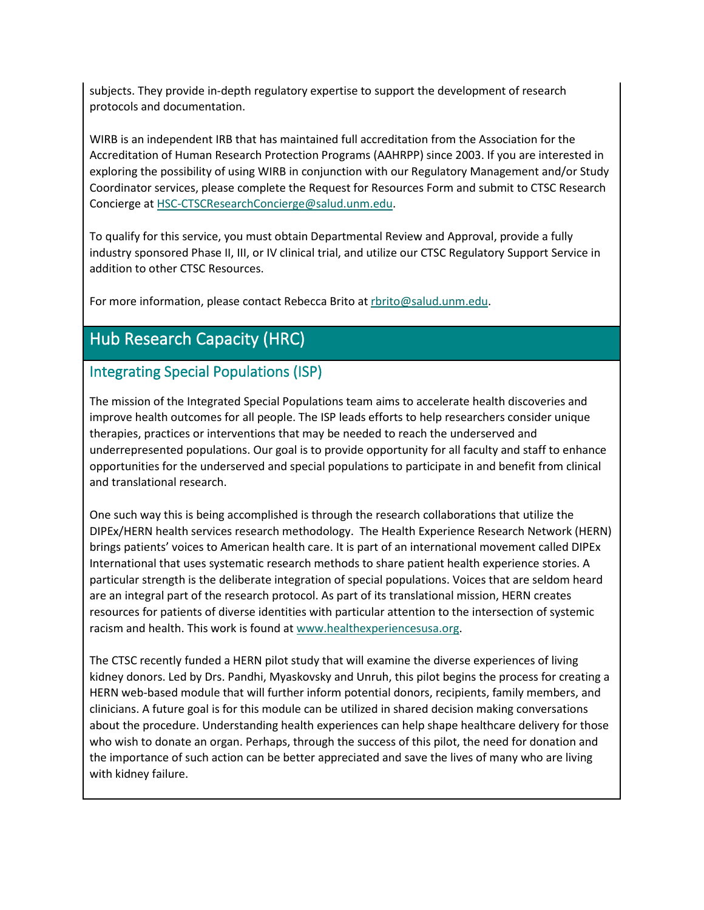subjects. They provide in-depth regulatory expertise to support the development of research protocols and documentation.

WIRB is an independent IRB that has maintained full accreditation from the Association for the Accreditation of Human Research Protection Programs (AAHRPP) since 2003. If you are interested in exploring the possibility of using WIRB in conjunction with our Regulatory Management and/or Study Coordinator services, please complete the Request for Resources Form and submit to CTSC Research Concierge at HSC-CTSCResearchConcierge@salud.unm.edu.

To qualify for this service, you must obtain Departmental Review and Approval, provide a fully industry sponsored Phase II, III, or IV clinical trial, and utilize our CTSC Regulatory Support Service in addition to other CTSC Resources.

For more information, please contact Rebecca Brito at rbrito@salud.unm.edu.

## Hub Research Capacity (HRC)

### Integrating Special Populations (ISP)

The mission of the Integrated Special Populations team aims to accelerate health discoveries and improve health outcomes for all people. The ISP leads efforts to help researchers consider unique therapies, practices or interventions that may be needed to reach the underserved and underrepresented populations. Our goal is to provide opportunity for all faculty and staff to enhance opportunities for the underserved and special populations to participate in and benefit from clinical and translational research.

One such way this is being accomplished is through the research collaborations that utilize the DIPEx/HERN health services research methodology. The Health Experience Research Network (HERN) brings patients' voices to American health care. It is part of an international movement called DIPEx International that uses systematic research methods to share patient health experience stories. A particular strength is the deliberate integration of special populations. Voices that are seldom heard are an integral part of the research protocol. As part of its translational mission, HERN creates resources for patients of diverse identities with particular attention to the intersection of systemic racism and health. This work is found at www.healthexperiencesusa.org.

The CTSC recently funded a HERN pilot study that will examine the diverse experiences of living kidney donors. Led by Drs. Pandhi, Myaskovsky and Unruh, this pilot begins the process for creating a HERN web-based module that will further inform potential donors, recipients, family members, and clinicians. A future goal is for this module can be utilized in shared decision making conversations about the procedure. Understanding health experiences can help shape healthcare delivery for those who wish to donate an organ. Perhaps, through the success of this pilot, the need for donation and the importance of such action can be better appreciated and save the lives of many who are living with kidney failure.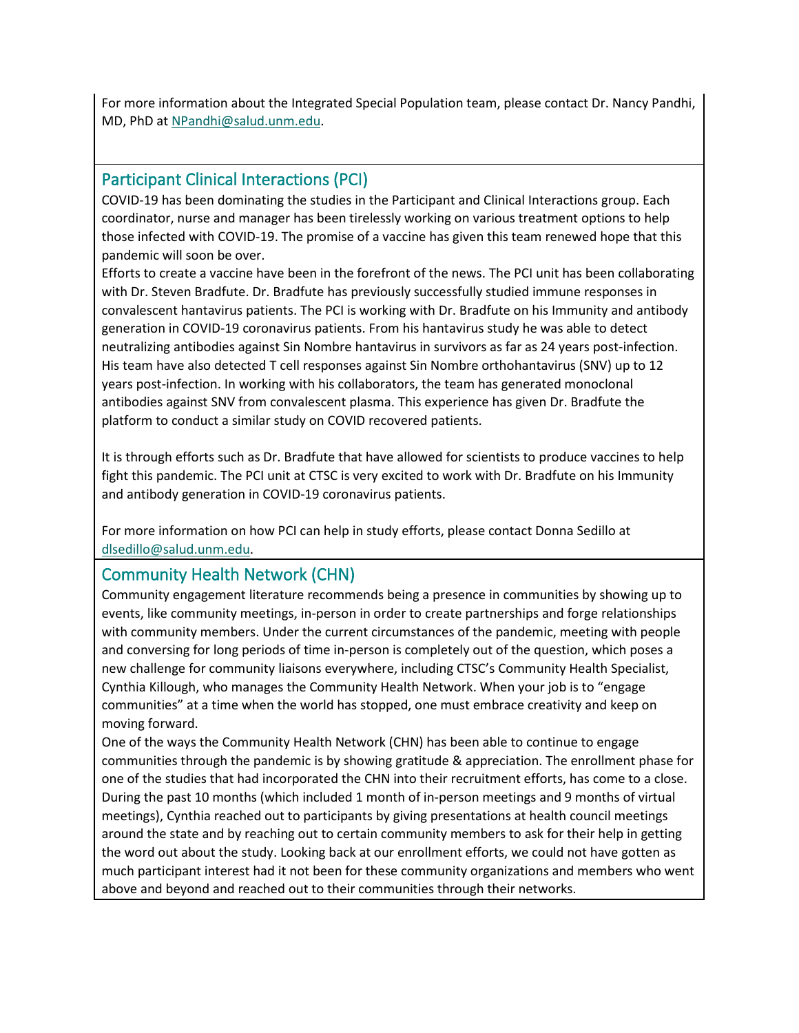For more information about the Integrated Special Population team, please contact Dr. Nancy Pandhi, MD, PhD at NPandhi@salud.unm.edu.

## Participant Clinical Interactions (PCI)

COVID-19 has been dominating the studies in the Participant and Clinical Interactions group. Each coordinator, nurse and manager has been tirelessly working on various treatment options to help those infected with COVID-19. The promise of a vaccine has given this team renewed hope that this pandemic will soon be over.

Efforts to create a vaccine have been in the forefront of the news. The PCI unit has been collaborating with Dr. Steven Bradfute. Dr. Bradfute has previously successfully studied immune responses in convalescent hantavirus patients. The PCI is working with Dr. Bradfute on his Immunity and antibody generation in COVID-19 coronavirus patients. From his hantavirus study he was able to detect neutralizing antibodies against Sin Nombre hantavirus in survivors as far as 24 years post-infection. His team have also detected T cell responses against Sin Nombre orthohantavirus (SNV) up to 12 years post-infection. In working with his collaborators, the team has generated monoclonal antibodies against SNV from convalescent plasma. This experience has given Dr. Bradfute the platform to conduct a similar study on COVID recovered patients.

It is through efforts such as Dr. Bradfute that have allowed for scientists to produce vaccines to help fight this pandemic. The PCI unit at CTSC is very excited to work with Dr. Bradfute on his Immunity and antibody generation in COVID-19 coronavirus patients.

For more information on how PCI can help in study efforts, please contact Donna Sedillo at dlsedillo@salud.unm.edu.

## Community Health Network (CHN)

Community engagement literature recommends being a presence in communities by showing up to events, like community meetings, in-person in order to create partnerships and forge relationships with community members. Under the current circumstances of the pandemic, meeting with people and conversing for long periods of time in-person is completely out of the question, which poses a new challenge for community liaisons everywhere, including CTSC's Community Health Specialist, Cynthia Killough, who manages the Community Health Network. When your job is to "engage communities" at a time when the world has stopped, one must embrace creativity and keep on moving forward.

One of the ways the Community Health Network (CHN) has been able to continue to engage communities through the pandemic is by showing gratitude & appreciation. The enrollment phase for one of the studies that had incorporated the CHN into their recruitment efforts, has come to a close. During the past 10 months (which included 1 month of in-person meetings and 9 months of virtual meetings), Cynthia reached out to participants by giving presentations at health council meetings around the state and by reaching out to certain community members to ask for their help in getting the word out about the study. Looking back at our enrollment efforts, we could not have gotten as much participant interest had it not been for these community organizations and members who went above and beyond and reached out to their communities through their networks.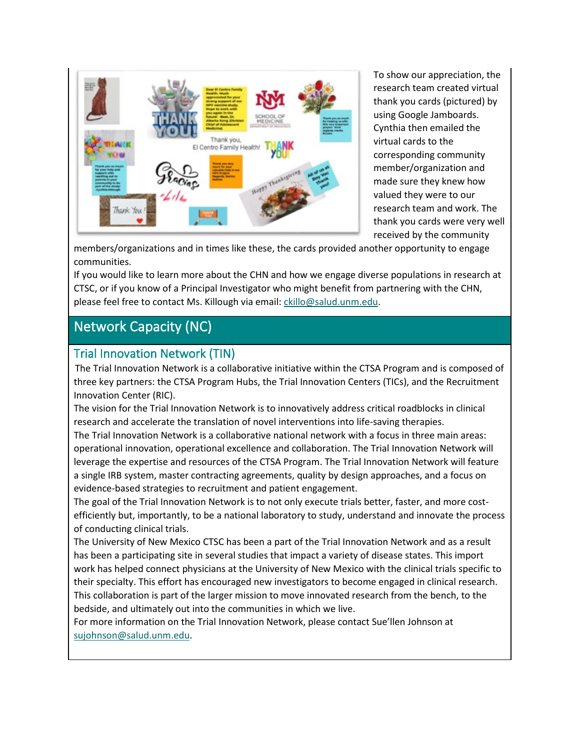To show our appreciation, the research team created virtual thank you cards (pictured) by using Google Jamboards. Cynthia then emailed the virtual cards to the corresponding community member/organization and made sure they knew how valued they were to our research team and work. The thank you cards were very well received by the community members/organizations and in times like these, the cards provided another opportunity to engage communities.

If you would like to learn more about the CHN and how we engage diverse populations in research at CTSC, or if you know of a Principal Investigator who might benefit from partnering with the CHN, please feel free to contact Ms. Killough via email: ckillo@salud.unm.edu.

## Network Capacity (NC)

### Trial Innovation Network (TIN)

The Trial Innovation Network is a collaborative initiative within the CTSA Program and is composed of three key partners: the CTSA Program Hubs, the Trial Innovation Centers (TICs), and the Recruitment Innovation Center (RIC).

The vision for the Trial Innovation Network is to innovatively address critical roadblocks in clinical research and accelerate the translation of novel interventions into life-saving therapies.

The Trial Innovation Network is a collaborative national network with a focus in three main areas: operational innovation, operational excellence and collaboration. The Trial Innovation Network will leverage the expertise and resources of the CTSA Program. The Trial Innovation Network will feature a single IRB system, master contracting agreements, quality by design approaches, and a focus on evidence-based strategies to recruitment and patient engagement.

The goal of the Trial Innovation Network is to not only execute trials better, faster, and more cost-efficiently but, importantly, to be a national laboratory to study, understand and innovate the process of conducting clinical trials.

The University of New Mexico CTSC has been a part of the Trial Innovation Network and as a result has been a participating site in several studies that impact a variety of disease states. This import work has helped connect physicians at the University of New Mexico with the clinical trials specific to their specialty. This effort has encouraged new investigators to become engaged in clinical research. This collaboration is part of the larger mission to move innovated research from the bench, to the bedside, and ultimately out into the communities in which we live.

For more information on the Trial Innovation Network, please contact Sue'llen Johnson at sujohnson@salud.unm.edu.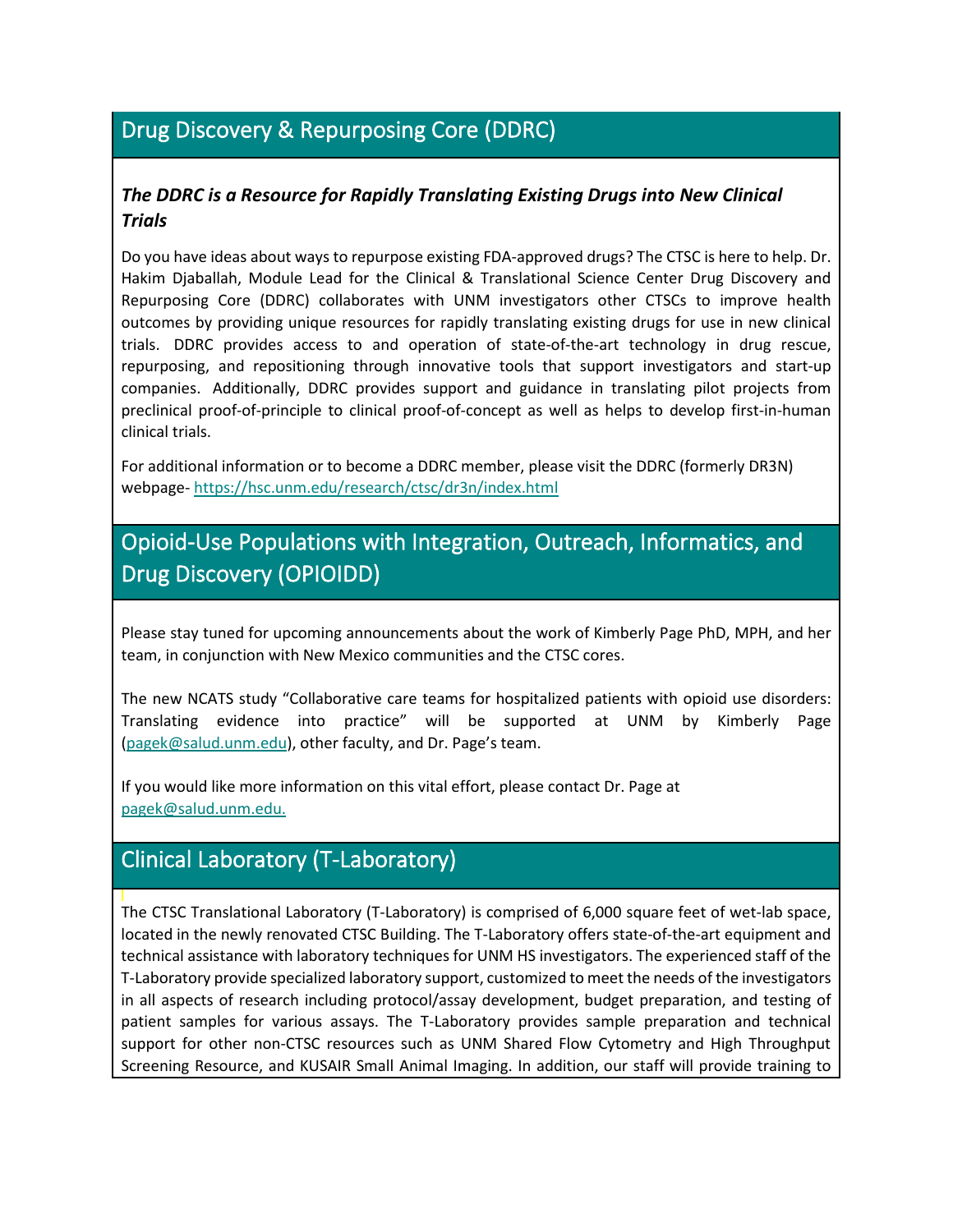## Drug Discovery & Repurposing Core (DDRC)

### ***The DDRC is a Resource for Rapidly Translating Existing Drugs into New Clinical Trials***

Do you have ideas about ways to repurpose existing FDA-approved drugs? The CTSC is here to help. Dr. Hakim Djaballah, Module Lead for the Clinical & Translational Science Center Drug Discovery and Repurposing Core (DDRC) collaborates with UNM investigators other CTSCs to improve health outcomes by providing unique resources for rapidly translating existing drugs for use in new clinical trials. DDRC provides access to and operation of state-of-the-art technology in drug rescue, repurposing, and repositioning through innovative tools that support investigators and start-up companies. Additionally, DDRC provides support and guidance in translating pilot projects from preclinical proof-of-principle to clinical proof-of-concept as well as helps to develop first-in-human clinical trials.

For additional information or to become a DDRC member, please visit the DDRC (formerly DR3N) webpage- [https://hsc.unm.edu/research/ctsc/dr3n/index.html](https://hsc.unm.edu/research/ctsc/dr3n/index.html)

## Opioid-Use Populations with Integration, Outreach, Informatics, and Drug Discovery (OPIOIDD)

Please stay tuned for upcoming announcements about the work of Kimberly Page PhD, MPH, and her team, in conjunction with New Mexico communities and the CTSC cores.

The new NCATS study "Collaborative care teams for hospitalized patients with opioid use disorders: Translating evidence into practice" will be supported at UNM by Kimberly Page ([pagek@salud.unm.edu](mailto:pagek@salud.unm.edu)), other faculty, and Dr. Page's team.

If you would like more information on this vital effort, please contact Dr. Page at [pagek@salud.unm.edu.](mailto:pagek@salud.unm.edu)

## Clinical Laboratory (T-Laboratory)

The CTSC Translational Laboratory (T-Laboratory) is comprised of 6,000 square feet of wet-lab space, located in the newly renovated CTSC Building. The T-Laboratory offers state-of-the-art equipment and technical assistance with laboratory techniques for UNM HS investigators. The experienced staff of the T-Laboratory provide specialized laboratory support, customized to meet the needs of the investigators in all aspects of research including protocol/assay development, budget preparation, and testing of patient samples for various assays. The T-Laboratory provides sample preparation and technical support for other non-CTSC resources such as UNM Shared Flow Cytometry and High Throughput Screening Resource, and KUSAIR Small Animal Imaging. In addition, our staff will provide training to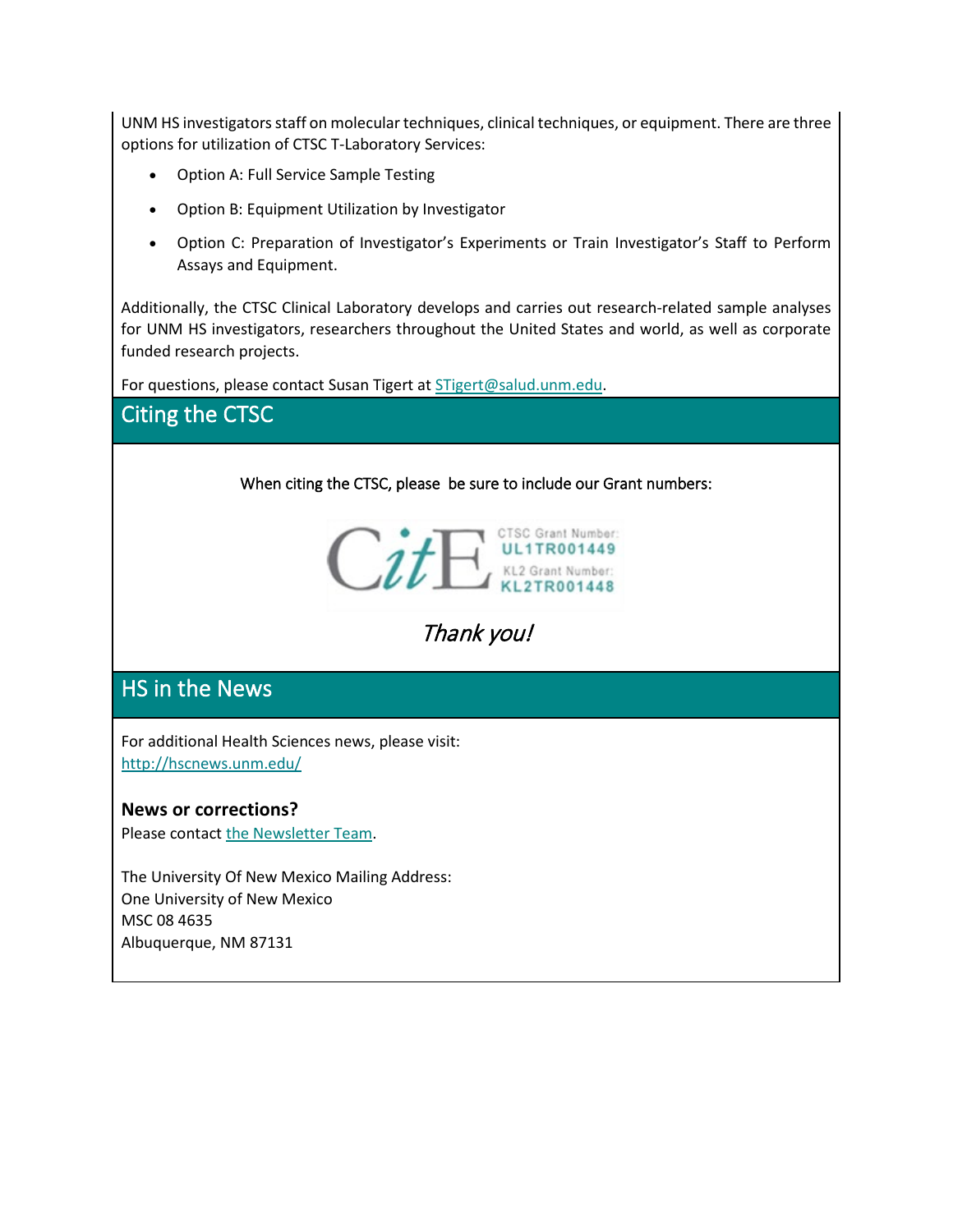UNM HS investigators staff on molecular techniques, clinical techniques, or equipment. There are three options for utilization of CTSC T-Laboratory Services:

- Option A: Full Service Sample Testing
- Option B: Equipment Utilization by Investigator
- Option C: Preparation of Investigator's Experiments or Train Investigator's Staff to Perform Assays and Equipment.

Additionally, the CTSC Clinical Laboratory develops and carries out research-related sample analyses for UNM HS investigators, researchers throughout the United States and world, as well as corporate funded research projects.

For questions, please contact Susan Tigert at [STigert@salud.unm.edu](mailto:STigert@salud.unm.edu).

## Citing the CTSC

When citing the CTSC, please be sure to include our Grant numbers:

CitE

CTSC Grant Number: **UL1TR001449**

KL2 Grant Number: **KL2TR001448**

*Thank you!*

## HS in the News

For additional Health Sciences news, please visit:
[http://hscnews.unm.edu/](http://hscnews.unm.edu/)

**News or corrections?**
Please contact the Newsletter Team.

The University Of New Mexico Mailing Address:
One University of New Mexico
MSC 08 4635
Albuquerque, NM 87131